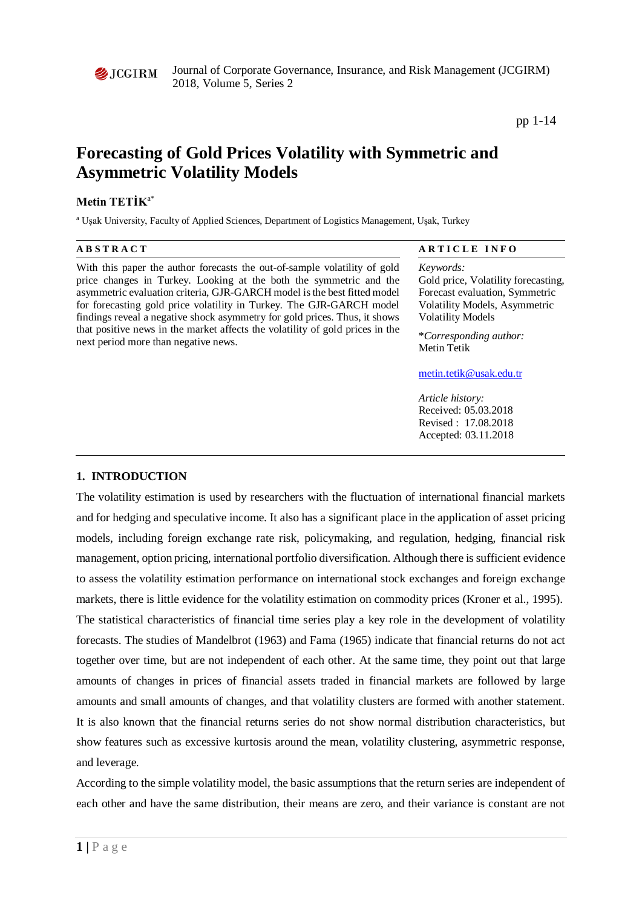# Forecasting of Gold Prices Volatility with Symmetric and Asymmetric Volatility Models

**Metin TETİK**[a*]

[a] Uşak University, Faculty of Applied Sciences, Department of Logistics Management, Uşak, Turkey

**ABSTRACT**

With this paper the author forecasts the out-of-sample volatility of gold price changes in Turkey. Looking at the both the symmetric and the asymmetric evaluation criteria, GJR-GARCH model is the best fitted model for forecasting gold price volatility in Turkey. The GJR-GARCH model findings reveal a negative shock asymmetry for gold prices. Thus, it shows that positive news in the market affects the volatility of gold prices in the next period more than negative news.

**ARTICLE INFO**

*Keywords:*
Gold price, Volatility forecasting, Forecast evaluation, Symmetric Volatility Models, Asymmetric Volatility Models

**Corresponding author:*
Metin Tetik

metin.tetik@usak.edu.tr

*Article history:*
Received: 05.03.2018
Revised : 17.08.2018
Accepted: 03.11.2018

## 1. INTRODUCTION

The volatility estimation is used by researchers with the fluctuation of international financial markets and for hedging and speculative income. It also has a significant place in the application of asset pricing models, including foreign exchange rate risk, policymaking, and regulation, hedging, financial risk management, option pricing, international portfolio diversification. Although there is sufficient evidence to assess the volatility estimation performance on international stock exchanges and foreign exchange markets, there is little evidence for the volatility estimation on commodity prices (Kroner et al., 1995).

The statistical characteristics of financial time series play a key role in the development of volatility forecasts. The studies of Mandelbrot (1963) and Fama (1965) indicate that financial returns do not act together over time, but are not independent of each other. At the same time, they point out that large amounts of changes in prices of financial assets traded in financial markets are followed by large amounts and small amounts of changes, and that volatility clusters are formed with another statement. It is also known that the financial returns series do not show normal distribution characteristics, but show features such as excessive kurtosis around the mean, volatility clustering, asymmetric response, and leverage.

According to the simple volatility model, the basic assumptions that the return series are independent of each other and have the same distribution, their means are zero, and their variance is constant are not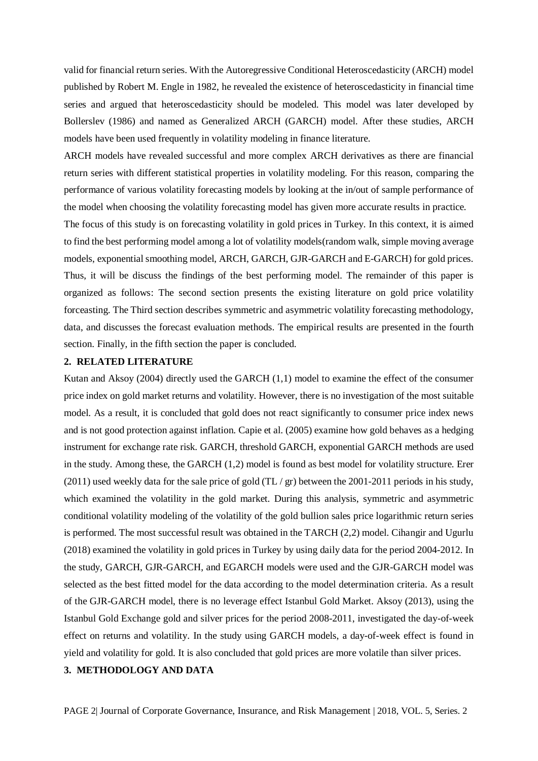valid for financial return series. With the Autoregressive Conditional Heteroscedasticity (ARCH) model published by Robert M. Engle in 1982, he revealed the existence of heteroscedasticity in financial time series and argued that heteroscedasticity should be modeled. This model was later developed by Bollerslev (1986) and named as Generalized ARCH (GARCH) model. After these studies, ARCH models have been used frequently in volatility modeling in finance literature.

ARCH models have revealed successful and more complex ARCH derivatives as there are financial return series with different statistical properties in volatility modeling. For this reason, comparing the performance of various volatility forecasting models by looking at the in/out of sample performance of the model when choosing the volatility forecasting model has given more accurate results in practice.

The focus of this study is on forecasting volatility in gold prices in Turkey. In this context, it is aimed to find the best performing model among a lot of volatility models(random walk, simple moving average models, exponential smoothing model, ARCH, GARCH, GJR-GARCH and E-GARCH) for gold prices. Thus, it will be discuss the findings of the best performing model. The remainder of this paper is organized as follows: The second section presents the existing literature on gold price volatility forceasting. The Third section describes symmetric and asymmetric volatility forecasting methodology, data, and discusses the forecast evaluation methods. The empirical results are presented in the fourth section. Finally, in the fifth section the paper is concluded.

## 2. RELATED LITERATURE

Kutan and Aksoy (2004) directly used the GARCH (1,1) model to examine the effect of the consumer price index on gold market returns and volatility. However, there is no investigation of the most suitable model. As a result, it is concluded that gold does not react significantly to consumer price index news and is not good protection against inflation. Capie et al. (2005) examine how gold behaves as a hedging instrument for exchange rate risk. GARCH, threshold GARCH, exponential GARCH methods are used in the study. Among these, the GARCH (1,2) model is found as best model for volatility structure. Erer (2011) used weekly data for the sale price of gold (TL / gr) between the 2001-2011 periods in his study, which examined the volatility in the gold market. During this analysis, symmetric and asymmetric conditional volatility modeling of the volatility of the gold bullion sales price logarithmic return series is performed. The most successful result was obtained in the TARCH (2,2) model. Cihangir and Ugurlu (2018) examined the volatility in gold prices in Turkey by using daily data for the period 2004-2012. In the study, GARCH, GJR-GARCH, and EGARCH models were used and the GJR-GARCH model was selected as the best fitted model for the data according to the model determination criteria. As a result of the GJR-GARCH model, there is no leverage effect Istanbul Gold Market. Aksoy (2013), using the Istanbul Gold Exchange gold and silver prices for the period 2008-2011, investigated the day-of-week effect on returns and volatility. In the study using GARCH models, a day-of-week effect is found in yield and volatility for gold. It is also concluded that gold prices are more volatile than silver prices.

## 3. METHODOLOGY AND DATA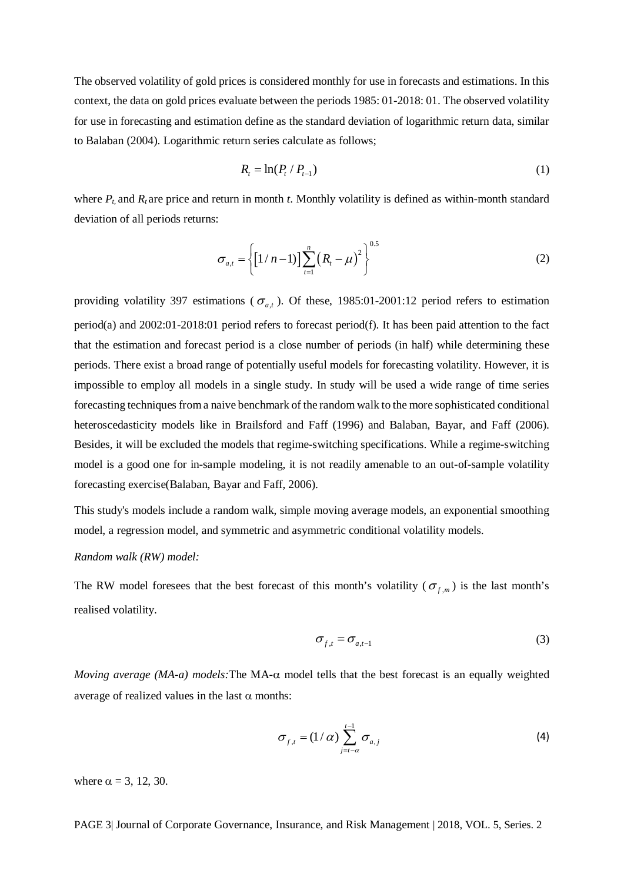The observed volatility of gold prices is considered monthly for use in forecasts and estimations. In this context, the data on gold prices evaluate between the periods 1985: 01-2018: 01. The observed volatility for use in forecasting and estimation define as the standard deviation of logarithmic return data, similar to Balaban (2004). Logarithmic return series calculate as follows;

$$R_t = \ln(P_t / P_{t-1}) \tag{1}$$

where $P_t$, and $R_t$ are price and return in month *t*. Monthly volatility is defined as within-month standard deviation of all periods returns:

$$\sigma_{a,t} = \left\{ \left[ 1/n-1) \right] \sum_{t=1}^{n} \left( R_t - \mu \right)^2 \right\}^{0.5} \tag{2}$$

providing volatility 397 estimations ( $\sigma_{a,t}$ ). Of these, 1985:01-2001:12 period refers to estimation period(a) and 2002:01-2018:01 period refers to forecast period(f). It has been paid attention to the fact that the estimation and forecast period is a close number of periods (in half) while determining these periods. There exist a broad range of potentially useful models for forecasting volatility. However, it is impossible to employ all models in a single study. In study will be used a wide range of time series forecasting techniques from a naive benchmark of the random walk to the more sophisticated conditional heteroscedasticity models like in Brailsford and Faff (1996) and Balaban, Bayar, and Faff (2006). Besides, it will be excluded the models that regime-switching specifications. While a regime-switching model is a good one for in-sample modeling, it is not readily amenable to an out-of-sample volatility forecasting exercise(Balaban, Bayar and Faff, 2006).

This study's models include a random walk, simple moving average models, an exponential smoothing model, a regression model, and symmetric and asymmetric conditional volatility models.

*Random walk (RW) model:*

The RW model foresees that the best forecast of this month's volatility ( $\sigma_{f,m}$ ) is the last month's realised volatility.

$$\sigma_{f,t} = \sigma_{a,t-1} \tag{3}$$

*Moving average (MA-a) models:*The MA-$\alpha$ model tells that the best forecast is an equally weighted average of realized values in the last $\alpha$ months:

$$\sigma_{f,t} = (1/\alpha) \sum_{j=t-\alpha}^{t-1} \sigma_{a,j} \tag{4}$$

where $\alpha$ = 3, 12, 30.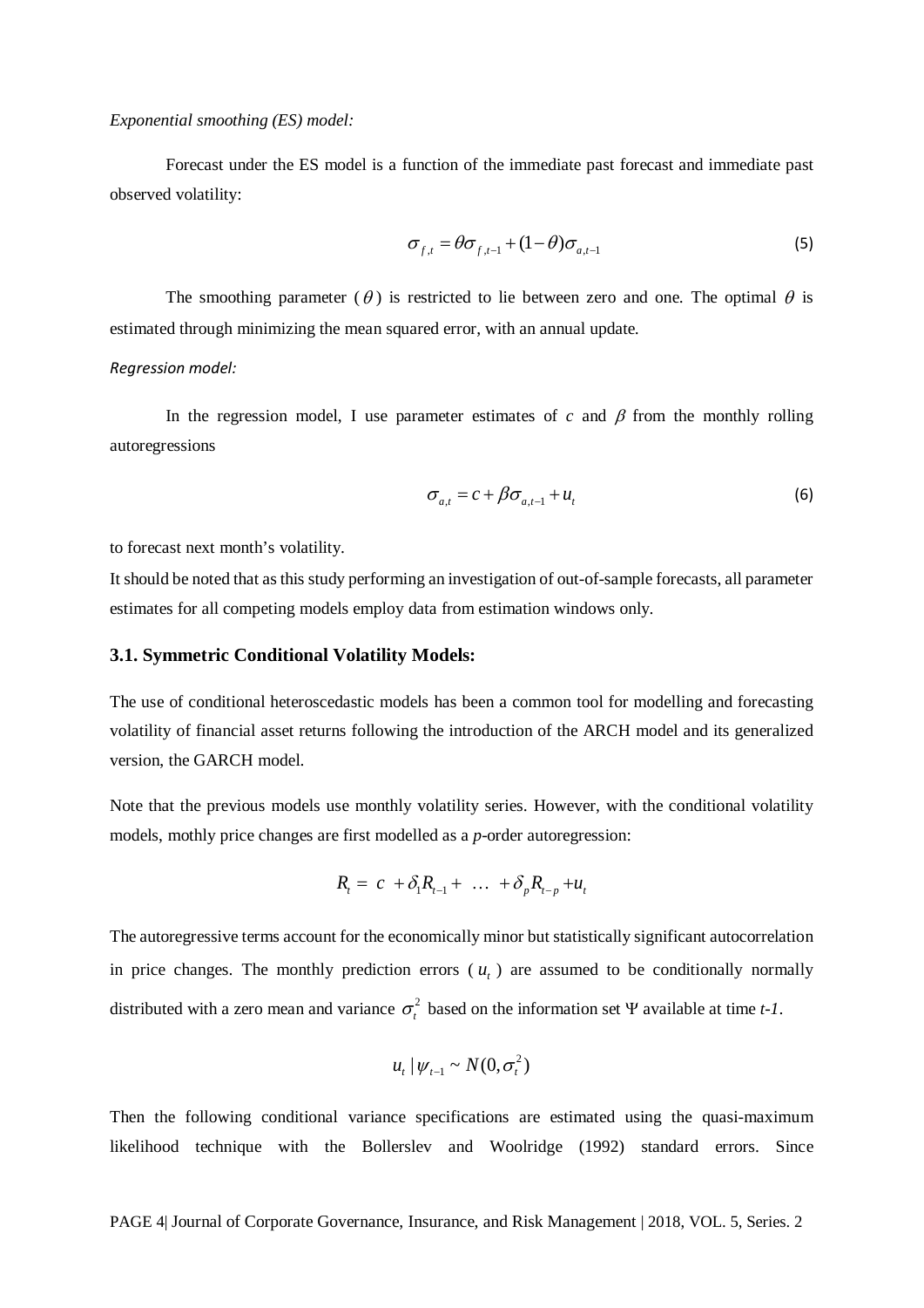*Exponential smoothing (ES) model:*

Forecast under the ES model is a function of the immediate past forecast and immediate past observed volatility:

$$\sigma_{f,t} = \theta\sigma_{f,t-1} + (1-\theta)\sigma_{a,t-1} \tag{5}$$

The smoothing parameter ($\theta$) is restricted to lie between zero and one. The optimal $\theta$ is estimated through minimizing the mean squared error, with an annual update.

*Regression model:*

In the regression model, I use parameter estimates of $c$ and $\beta$ from the monthly rolling autoregressions

$$\sigma_{a,t} = c + \beta\sigma_{a,t-1} + u_t \tag{6}$$

to forecast next month's volatility.

It should be noted that as this study performing an investigation of out-of-sample forecasts, all parameter estimates for all competing models employ data from estimation windows only.

### 3.1. Symmetric Conditional Volatility Models:

The use of conditional heteroscedastic models has been a common tool for modelling and forecasting volatility of financial asset returns following the introduction of the ARCH model and its generalized version, the GARCH model.

Note that the previous models use monthly volatility series. However, with the conditional volatility models, mothly price changes are first modelled as a *p*-order autoregression:

$$R_t = c + \delta_1 R_{t-1} + \ \ldots \ + \delta_p R_{t-p} + u_t$$

The autoregressive terms account for the economically minor but statistically significant autocorrelation in price changes. The monthly prediction errors ($u_t$) are assumed to be conditionally normally distributed with a zero mean and variance $\sigma_t^2$ based on the information set $\Psi$ available at time *t-1*.

$$u_t \mid \psi_{t-1} \sim N(0, \sigma_t^2)$$

Then the following conditional variance specifications are estimated using the quasi-maximum likelihood technique with the Bollerslev and Woolridge (1992) standard errors. Since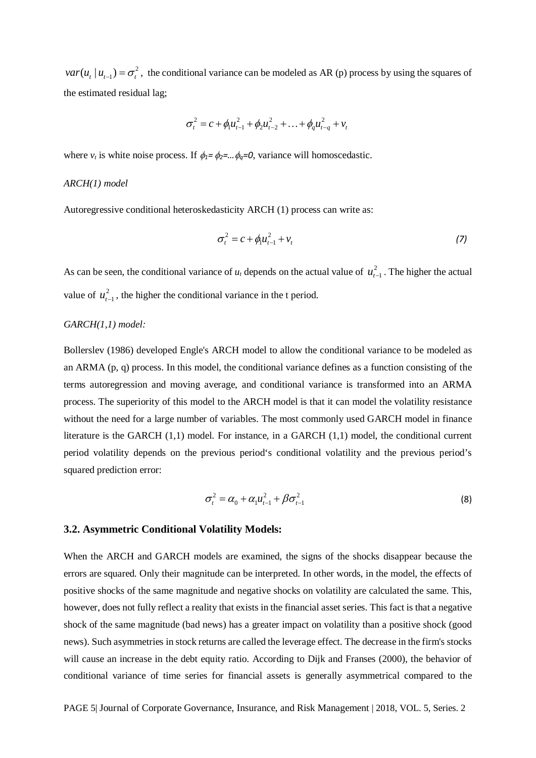$var(u_t \mid u_{t-1}) = \sigma_t^2$, the conditional variance can be modeled as AR (p) process by using the squares of the estimated residual lag;

$$\sigma_t^2 = c + \phi_1 u_{t-1}^2 + \phi_2 u_{t-2}^2 + \ldots + \phi_q u_{t-q}^2 + v_t$$

where $v_t$ is white noise process. If $\phi_1 = \phi_2 = \ldots \phi_q = 0$, variance will homoscedastic.

*ARCH(1) model*

Autoregressive conditional heteroskedasticity ARCH (1) process can write as:

$$\sigma_t^2 = c + \phi_1 u_{t-1}^2 + v_t \tag{7}$$

As can be seen, the conditional variance of $u_t$ depends on the actual value of $u_{t-1}^2$. The higher the actual value of $u_{t-1}^2$, the higher the conditional variance in the t period.

*GARCH(1,1) model:*

Bollerslev (1986) developed Engle's ARCH model to allow the conditional variance to be modeled as an ARMA (p, q) process. In this model, the conditional variance defines as a function consisting of the terms autoregression and moving average, and conditional variance is transformed into an ARMA process. The superiority of this model to the ARCH model is that it can model the volatility resistance without the need for a large number of variables. The most commonly used GARCH model in finance literature is the GARCH (1,1) model. For instance, in a GARCH (1,1) model, the conditional current period volatility depends on the previous period's conditional volatility and the previous period's squared prediction error:

$$\sigma_t^2 = \alpha_0 + \alpha_1 u_{t-1}^2 + \beta \sigma_{t-1}^2 \tag{8}$$

### 3.2. Asymmetric Conditional Volatility Models:

When the ARCH and GARCH models are examined, the signs of the shocks disappear because the errors are squared. Only their magnitude can be interpreted. In other words, in the model, the effects of positive shocks of the same magnitude and negative shocks on volatility are calculated the same. This, however, does not fully reflect a reality that exists in the financial asset series. This fact is that a negative shock of the same magnitude (bad news) has a greater impact on volatility than a positive shock (good news). Such asymmetries in stock returns are called the leverage effect. The decrease in the firm's stocks will cause an increase in the debt equity ratio. According to Dijk and Franses (2000), the behavior of conditional variance of time series for financial assets is generally asymmetrical compared to the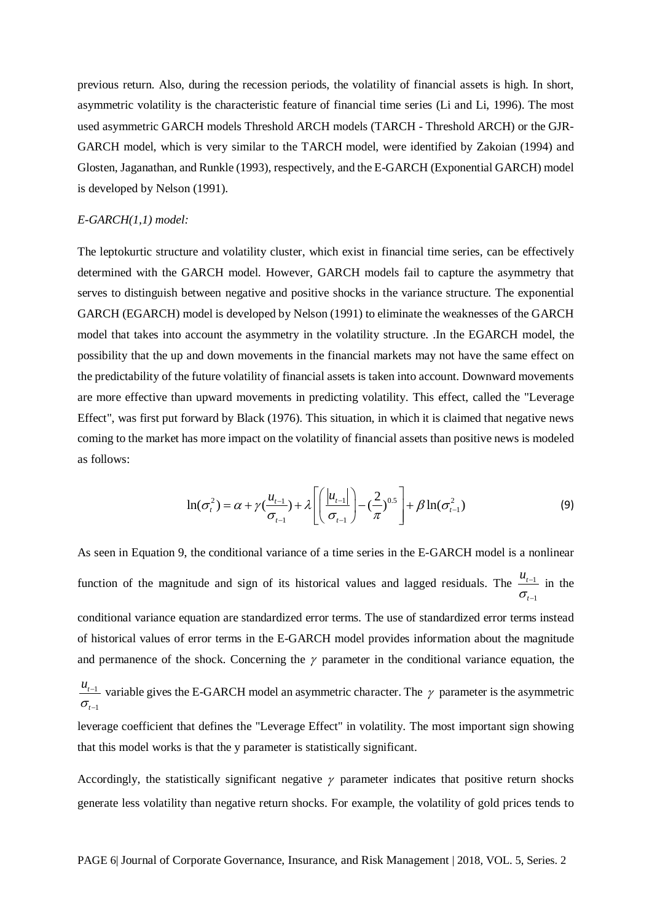previous return. Also, during the recession periods, the volatility of financial assets is high. In short, asymmetric volatility is the characteristic feature of financial time series (Li and Li, 1996). The most used asymmetric GARCH models Threshold ARCH models (TARCH - Threshold ARCH) or the GJR-GARCH model, which is very similar to the TARCH model, were identified by Zakoian (1994) and Glosten, Jaganathan, and Runkle (1993), respectively, and the E-GARCH (Exponential GARCH) model is developed by Nelson (1991).

*E-GARCH(1,1) model:*

The leptokurtic structure and volatility cluster, which exist in financial time series, can be effectively determined with the GARCH model. However, GARCH models fail to capture the asymmetry that serves to distinguish between negative and positive shocks in the variance structure. The exponential GARCH (EGARCH) model is developed by Nelson (1991) to eliminate the weaknesses of the GARCH model that takes into account the asymmetry in the volatility structure. .In the EGARCH model, the possibility that the up and down movements in the financial markets may not have the same effect on the predictability of the future volatility of financial assets is taken into account. Downward movements are more effective than upward movements in predicting volatility. This effect, called the "Leverage Effect", was first put forward by Black (1976). This situation, in which it is claimed that negative news coming to the market has more impact on the volatility of financial assets than positive news is modeled as follows:

$$\ln(\sigma_t^2) = \alpha + \gamma(\frac{u_{t-1}}{\sigma_{t-1}}) + \lambda\left[\left(\frac{|u_{t-1}|}{\sigma_{t-1}}\right) - (\frac{2}{\pi})^{0.5}\right] + \beta\ln(\sigma_{t-1}^2) \tag{9}$$

As seen in Equation 9, the conditional variance of a time series in the E-GARCH model is a nonlinear function of the magnitude and sign of its historical values and lagged residuals. The $\frac{u_{t-1}}{\sigma_{t-1}}$ in the conditional variance equation are standardized error terms. The use of standardized error terms instead of historical values of error terms in the E-GARCH model provides information about the magnitude and permanence of the shock. Concerning the $\gamma$ parameter in the conditional variance equation, the $\frac{u_{t-1}}{\sigma_{t-1}}$ variable gives the E-GARCH model an asymmetric character. The $\gamma$ parameter is the asymmetric leverage coefficient that defines the "Leverage Effect" in volatility. The most important sign showing that this model works is that the y parameter is statistically significant.

Accordingly, the statistically significant negative $\gamma$ parameter indicates that positive return shocks generate less volatility than negative return shocks. For example, the volatility of gold prices tends to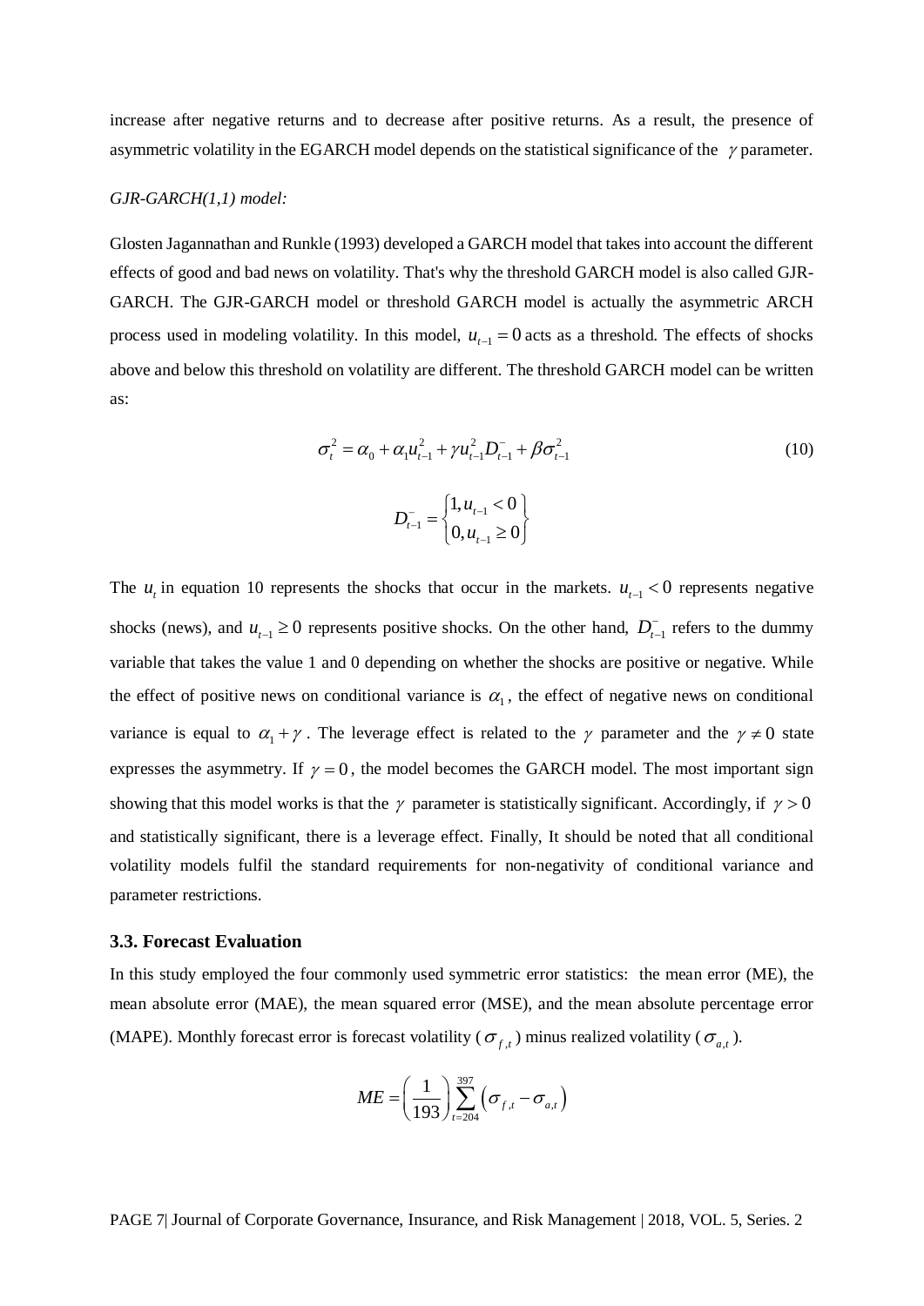increase after negative returns and to decrease after positive returns. As a result, the presence of asymmetric volatility in the EGARCH model depends on the statistical significance of the $\gamma$ parameter.

*GJR-GARCH(1,1) model:*

Glosten Jagannathan and Runkle (1993) developed a GARCH model that takes into account the different effects of good and bad news on volatility. That's why the threshold GARCH model is also called GJR-GARCH. The GJR-GARCH model or threshold GARCH model is actually the asymmetric ARCH process used in modeling volatility. In this model, $u_{t-1} = 0$ acts as a threshold. The effects of shocks above and below this threshold on volatility are different. The threshold GARCH model can be written as:

$$\sigma_t^2 = \alpha_0 + \alpha_1 u_{t-1}^2 + \gamma u_{t-1}^2 D_{t-1}^- + \beta \sigma_{t-1}^2 \tag{10}$$

$$D_{t-1}^- = \begin{Bmatrix} 1, u_{t-1} < 0 \\ 0, u_{t-1} \geq 0 \end{Bmatrix}$$

The $u_t$ in equation 10 represents the shocks that occur in the markets. $u_{t-1} < 0$ represents negative shocks (news), and $u_{t-1} \geq 0$ represents positive shocks. On the other hand, $D_{t-1}^-$ refers to the dummy variable that takes the value 1 and 0 depending on whether the shocks are positive or negative. While the effect of positive news on conditional variance is $\alpha_1$, the effect of negative news on conditional variance is equal to $\alpha_1 + \gamma$. The leverage effect is related to the $\gamma$ parameter and the $\gamma \neq 0$ state expresses the asymmetry. If $\gamma = 0$, the model becomes the GARCH model. The most important sign showing that this model works is that the $\gamma$ parameter is statistically significant. Accordingly, if $\gamma > 0$ and statistically significant, there is a leverage effect. Finally, It should be noted that all conditional volatility models fulfil the standard requirements for non-negativity of conditional variance and parameter restrictions.

### 3.3. Forecast Evaluation

In this study employed the four commonly used symmetric error statistics: the mean error (ME), the mean absolute error (MAE), the mean squared error (MSE), and the mean absolute percentage error (MAPE). Monthly forecast error is forecast volatility ($\sigma_{f,t}$) minus realized volatility ($\sigma_{a,t}$).

$$ME = \left(\frac{1}{193}\right) \sum_{t=204}^{397} \left(\sigma_{f,t} - \sigma_{a,t}\right)$$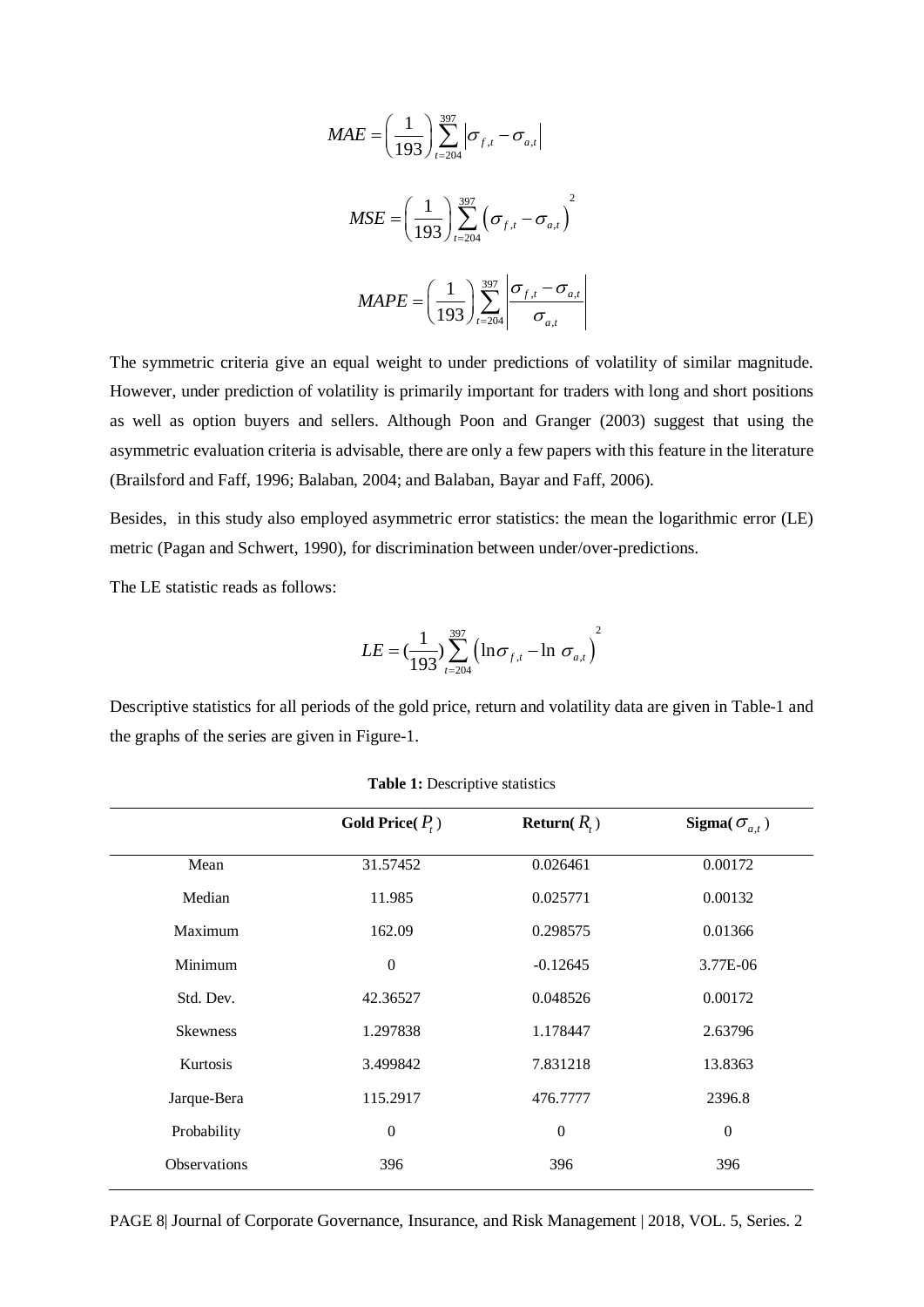$$MAE = \left(\frac{1}{193}\right)\sum_{t=204}^{397}\left|\sigma_{f,t} - \sigma_{a,t}\right|$$

$$MSE = \left(\frac{1}{193}\right)\sum_{t=204}^{397}\left(\sigma_{f,t} - \sigma_{a,t}\right)^2$$

$$MAPE = \left(\frac{1}{193}\right)\sum_{t=204}^{397}\left|\frac{\sigma_{f,t} - \sigma_{a,t}}{\sigma_{a,t}}\right|$$

The symmetric criteria give an equal weight to under predictions of volatility of similar magnitude. However, under prediction of volatility is primarily important for traders with long and short positions as well as option buyers and sellers. Although Poon and Granger (2003) suggest that using the asymmetric evaluation criteria is advisable, there are only a few papers with this feature in the literature (Brailsford and Faff, 1996; Balaban, 2004; and Balaban, Bayar and Faff, 2006).

Besides, in this study also employed asymmetric error statistics: the mean the logarithmic error (LE) metric (Pagan and Schwert, 1990), for discrimination between under/over-predictions.

The LE statistic reads as follows:

$$LE = \left(\frac{1}{193}\right)\sum_{t=204}^{397}\left(\ln\sigma_{f,t} - \ln\,\sigma_{a,t}\right)^2$$

Descriptive statistics for all periods of the gold price, return and volatility data are given in Table-1 and the graphs of the series are given in Figure-1.

**Table 1:** Descriptive statistics

| | **Gold Price( $P_t$ )** | **Return( $R_t$ )** | **Sigma( $\sigma_{a,t}$ )** |
|---|---|---|---|
| Mean | 31.57452 | 0.026461 | 0.00172 |
| Median | 11.985 | 0.025771 | 0.00132 |
| Maximum | 162.09 | 0.298575 | 0.01366 |
| Minimum | 0 | -0.12645 | 3.77E-06 |
| Std. Dev. | 42.36527 | 0.048526 | 0.00172 |
| Skewness | 1.297838 | 1.178447 | 2.63796 |
| Kurtosis | 3.499842 | 7.831218 | 13.8363 |
| Jarque-Bera | 115.2917 | 476.7777 | 2396.8 |
| Probability | 0 | 0 | 0 |
| Observations | 396 | 396 | 396 |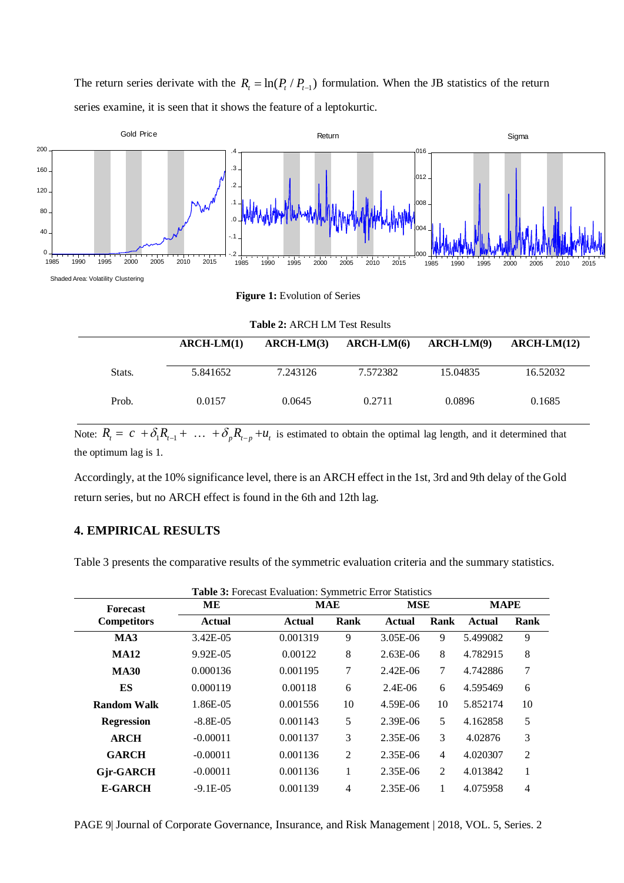The return series derivate with the $R_t = \ln(P_t / P_{t-1})$ formulation. When the JB statistics of the return series examine, it is seen that it shows the feature of a leptokurtic.

**Figure 1:** Evolution of Series

**Table 2:** ARCH LM Test Results

| | ARCH-LM(1) | ARCH-LM(3) | ARCH-LM(6) | ARCH-LM(9) | ARCH-LM(12) |
|---|---|---|---|---|---|
| Stats. | 5.841652 | 7.243126 | 7.572382 | 15.04835 | 16.52032 |
| Prob. | 0.0157 | 0.0645 | 0.2711 | 0.0896 | 0.1685 |

Note: $R_t = c + \delta_1 R_{t-1} + \dots + \delta_p R_{t-p} + u_t$ is estimated to obtain the optimal lag length, and it determined that the optimum lag is 1.

Accordingly, at the 10% significance level, there is an ARCH effect in the 1st, 3rd and 9th delay of the Gold return series, but no ARCH effect is found in the 6th and 12th lag.

## 4. EMPIRICAL RESULTS

Table 3 presents the comparative results of the symmetric evaluation criteria and the summary statistics.

**Table 3:** Forecast Evaluation: Symmetric Error Statistics

| Forecast Competitors | ME | MAE | | MSE | | MAPE | |
|---|---|---|---|---|---|---|---|
| | Actual | Actual | Rank | Actual | Rank | Actual | Rank |
| **MA3** | 3.42E-05 | 0.001319 | 9 | 3.05E-06 | 9 | 5.499082 | 9 |
| **MA12** | 9.92E-05 | 0.00122 | 8 | 2.63E-06 | 8 | 4.782915 | 8 |
| **MA30** | 0.000136 | 0.001195 | 7 | 2.42E-06 | 7 | 4.742886 | 7 |
| **ES** | 0.000119 | 0.00118 | 6 | 2.4E-06 | 6 | 4.595469 | 6 |
| **Random Walk** | 1.86E-05 | 0.001556 | 10 | 4.59E-06 | 10 | 5.852174 | 10 |
| **Regression** | -8.8E-05 | 0.001143 | 5 | 2.39E-06 | 5 | 4.162858 | 5 |
| **ARCH** | -0.00011 | 0.001137 | 3 | 2.35E-06 | 3 | 4.02876 | 3 |
| **GARCH** | -0.00011 | 0.001136 | 2 | 2.35E-06 | 4 | 4.020307 | 2 |
| **Gjr-GARCH** | -0.00011 | 0.001136 | 1 | 2.35E-06 | 2 | 4.013842 | 1 |
| **E-GARCH** | -9.1E-05 | 0.001139 | 4 | 2.35E-06 | 1 | 4.075958 | 4 |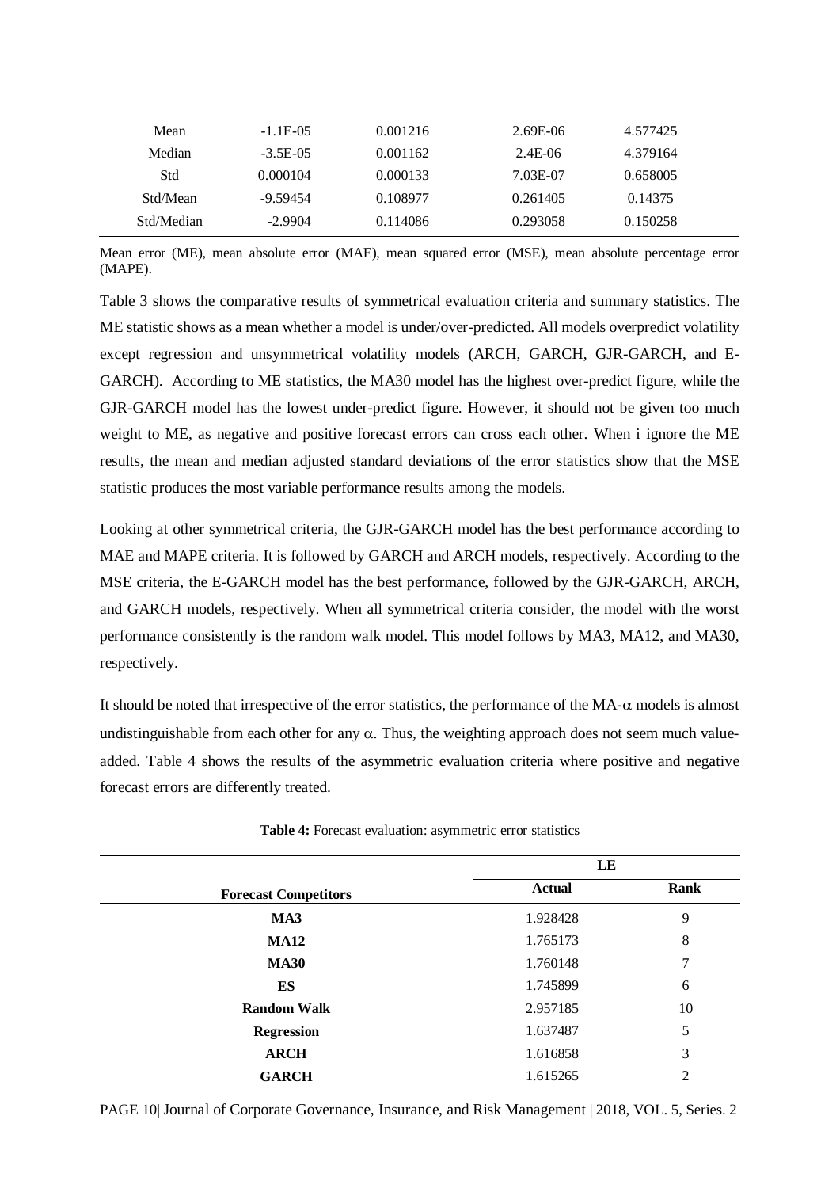| | | | | |
|---|---|---|---|---|
| Mean | -1.1E-05 | 0.001216 | 2.69E-06 | 4.577425 |
| Median | -3.5E-05 | 0.001162 | 2.4E-06 | 4.379164 |
| Std | 0.000104 | 0.000133 | 7.03E-07 | 0.658005 |
| Std/Mean | -9.59454 | 0.108977 | 0.261405 | 0.14375 |
| Std/Median | -2.9904 | 0.114086 | 0.293058 | 0.150258 |

Mean error (ME), mean absolute error (MAE), mean squared error (MSE), mean absolute percentage error (MAPE).

Table 3 shows the comparative results of symmetrical evaluation criteria and summary statistics. The ME statistic shows as a mean whether a model is under/over-predicted. All models overpredict volatility except regression and unsymmetrical volatility models (ARCH, GARCH, GJR-GARCH, and E-GARCH). According to ME statistics, the MA30 model has the highest over-predict figure, while the GJR-GARCH model has the lowest under-predict figure. However, it should not be given too much weight to ME, as negative and positive forecast errors can cross each other. When i ignore the ME results, the mean and median adjusted standard deviations of the error statistics show that the MSE statistic produces the most variable performance results among the models.

Looking at other symmetrical criteria, the GJR-GARCH model has the best performance according to MAE and MAPE criteria. It is followed by GARCH and ARCH models, respectively. According to the MSE criteria, the E-GARCH model has the best performance, followed by the GJR-GARCH, ARCH, and GARCH models, respectively. When all symmetrical criteria consider, the model with the worst performance consistently is the random walk model. This model follows by MA3, MA12, and MA30, respectively.

It should be noted that irrespective of the error statistics, the performance of the MA-$\alpha$ models is almost undistinguishable from each other for any $\alpha$. Thus, the weighting approach does not seem much value-added. Table 4 shows the results of the asymmetric evaluation criteria where positive and negative forecast errors are differently treated.

**Table 4:** Forecast evaluation: asymmetric error statistics

| | LE | |
|---|---|---|
| **Forecast Competitors** | **Actual** | **Rank** |
| **MA3** | 1.928428 | 9 |
| **MA12** | 1.765173 | 8 |
| **MA30** | 1.760148 | 7 |
| **ES** | 1.745899 | 6 |
| **Random Walk** | 2.957185 | 10 |
| **Regression** | 1.637487 | 5 |
| **ARCH** | 1.616858 | 3 |
| **GARCH** | 1.615265 | 2 |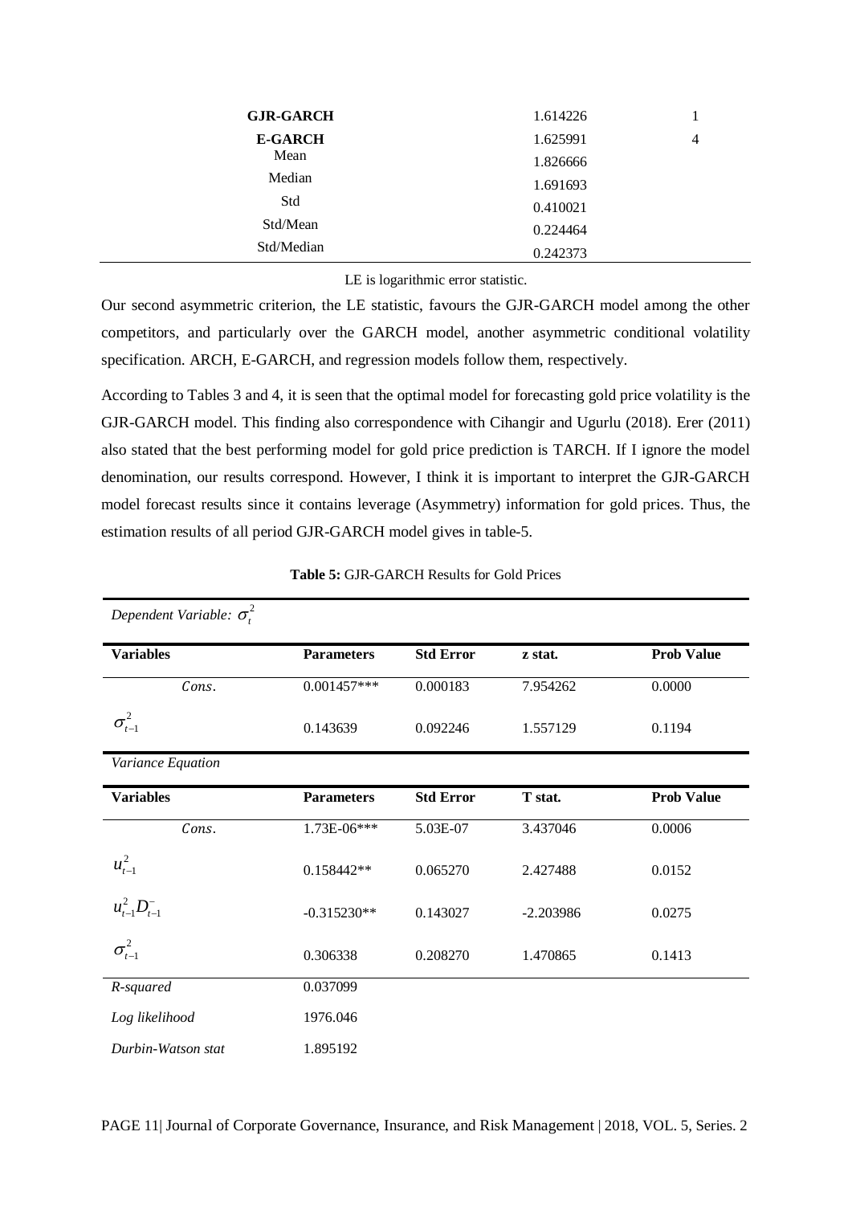| | | |
|---|---|---|
| **GJR-GARCH** | 1.614226 | 1 |
| **E-GARCH** | 1.625991 | 4 |
| Mean | 1.826666 | |
| Median | 1.691693 | |
| Std | 0.410021 | |
| Std/Mean | 0.224464 | |
| Std/Median | 0.242373 | |

LE is logarithmic error statistic.

Our second asymmetric criterion, the LE statistic, favours the GJR-GARCH model among the other competitors, and particularly over the GARCH model, another asymmetric conditional volatility specification. ARCH, E-GARCH, and regression models follow them, respectively.

According to Tables 3 and 4, it is seen that the optimal model for forecasting gold price volatility is the GJR-GARCH model. This finding also correspondence with Cihangir and Ugurlu (2018). Erer (2011) also stated that the best performing model for gold price prediction is TARCH. If I ignore the model denomination, our results correspond. However, I think it is important to interpret the GJR-GARCH model forecast results since it contains leverage (Asymmetry) information for gold prices. Thus, the estimation results of all period GJR-GARCH model gives in table-5.

**Table 5:** GJR-GARCH Results for Gold Prices

| *Dependent Variable:* $\sigma_t^2$ | | | | |
|---|---|---|---|---|
| **Variables** | **Parameters** | **Std Error** | **z stat.** | **Prob Value** |
| *Cons.* | 0.001457*** | 0.000183 | 7.954262 | 0.0000 |
| $\sigma_{t-1}^2$ | 0.143639 | 0.092246 | 1.557129 | 0.1194 |
| *Variance Equation* | | | | |
| **Variables** | **Parameters** | **Std Error** | **T stat.** | **Prob Value** |
| *Cons.* | 1.73E-06*** | 5.03E-07 | 3.437046 | 0.0006 |
| $u_{t-1}^2$ | 0.158442** | 0.065270 | 2.427488 | 0.0152 |
| $u_{t-1}^2 D_{t-1}^-$ | -0.315230** | 0.143027 | -2.203986 | 0.0275 |
| $\sigma_{t-1}^2$ | 0.306338 | 0.208270 | 1.470865 | 0.1413 |
| *R-squared* | 0.037099 | | | |
| *Log likelihood* | 1976.046 | | | |
| *Durbin-Watson stat* | 1.895192 | | | |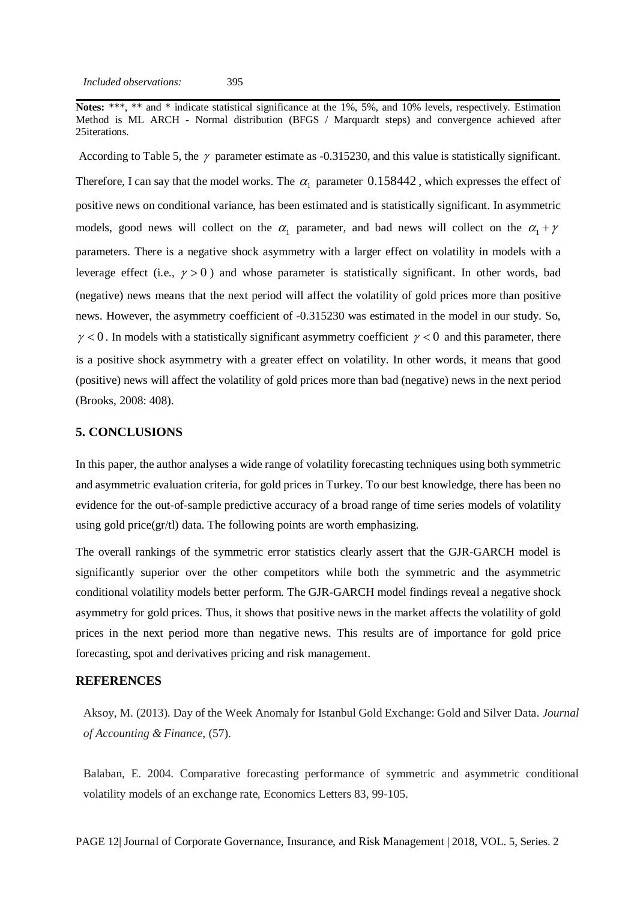*Included observations:* 395

**Notes:** ***, ** and * indicate statistical significance at the 1%, 5%, and 10% levels, respectively. Estimation Method is ML ARCH - Normal distribution (BFGS / Marquardt steps) and convergence achieved after 25iterations.

According to Table 5, the $\gamma$ parameter estimate as -0.315230, and this value is statistically significant. Therefore, I can say that the model works. The $\alpha_1$ parameter $0.158442$, which expresses the effect of positive news on conditional variance, has been estimated and is statistically significant. In asymmetric models, good news will collect on the $\alpha_1$ parameter, and bad news will collect on the $\alpha_1 + \gamma$ parameters. There is a negative shock asymmetry with a larger effect on volatility in models with a leverage effect (i.e., $\gamma > 0$) and whose parameter is statistically significant. In other words, bad (negative) news means that the next period will affect the volatility of gold prices more than positive news. However, the asymmetry coefficient of -0.315230 was estimated in the model in our study. So, $\gamma < 0$. In models with a statistically significant asymmetry coefficient $\gamma < 0$ and this parameter, there is a positive shock asymmetry with a greater effect on volatility. In other words, it means that good (positive) news will affect the volatility of gold prices more than bad (negative) news in the next period (Brooks, 2008: 408).

## 5. CONCLUSIONS

In this paper, the author analyses a wide range of volatility forecasting techniques using both symmetric and asymmetric evaluation criteria, for gold prices in Turkey. To our best knowledge, there has been no evidence for the out-of-sample predictive accuracy of a broad range of time series models of volatility using gold price(gr/tl) data. The following points are worth emphasizing.

The overall rankings of the symmetric error statistics clearly assert that the GJR-GARCH model is significantly superior over the other competitors while both the symmetric and the asymmetric conditional volatility models better perform. The GJR-GARCH model findings reveal a negative shock asymmetry for gold prices. Thus, it shows that positive news in the market affects the volatility of gold prices in the next period more than negative news. This results are of importance for gold price forecasting, spot and derivatives pricing and risk management.

## REFERENCES

Aksoy, M. (2013). Day of the Week Anomaly for Istanbul Gold Exchange: Gold and Silver Data. *Journal of Accounting & Finance*, (57).

Balaban, E. 2004. Comparative forecasting performance of symmetric and asymmetric conditional volatility models of an exchange rate, Economics Letters 83, 99-105.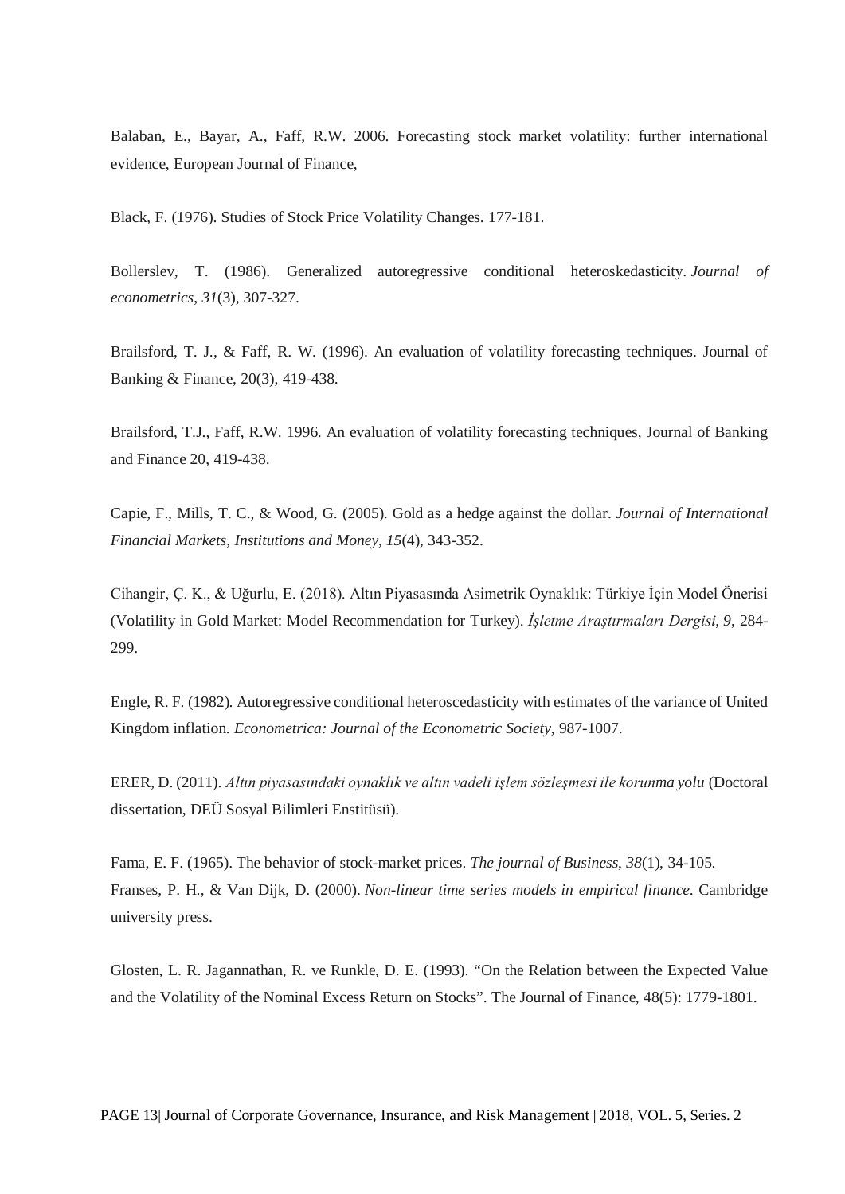Balaban, E., Bayar, A., Faff, R.W. 2006. Forecasting stock market volatility: further international evidence, European Journal of Finance,

Black, F. (1976). Studies of Stock Price Volatility Changes. 177-181.

Bollerslev, T. (1986). Generalized autoregressive conditional heteroskedasticity. *Journal of econometrics*, *31*(3), 307-327.

Brailsford, T. J., & Faff, R. W. (1996). An evaluation of volatility forecasting techniques. Journal of Banking & Finance, 20(3), 419-438.

Brailsford, T.J., Faff, R.W. 1996. An evaluation of volatility forecasting techniques, Journal of Banking and Finance 20, 419-438.

Capie, F., Mills, T. C., & Wood, G. (2005). Gold as a hedge against the dollar. *Journal of International Financial Markets, Institutions and Money*, *15*(4), 343-352.

Cihangir, Ç. K., & Uğurlu, E. (2018). Altın Piyasasında Asimetrik Oynaklık: Türkiye İçin Model Önerisi (Volatility in Gold Market: Model Recommendation for Turkey). *İşletme Araştırmaları Dergisi*, *9*, 284-299.

Engle, R. F. (1982). Autoregressive conditional heteroscedasticity with estimates of the variance of United Kingdom inflation. *Econometrica: Journal of the Econometric Society*, 987-1007.

ERER, D. (2011). *Altın piyasasındaki oynaklık ve altın vadeli işlem sözleşmesi ile korunma yolu* (Doctoral dissertation, DEÜ Sosyal Bilimleri Enstitüsü).

Fama, E. F. (1965). The behavior of stock-market prices. *The journal of Business*, *38*(1), 34-105.

Franses, P. H., & Van Dijk, D. (2000). *Non-linear time series models in empirical finance*. Cambridge university press.

Glosten, L. R. Jagannathan, R. ve Runkle, D. E. (1993). "On the Relation between the Expected Value and the Volatility of the Nominal Excess Return on Stocks". The Journal of Finance, 48(5): 1779-1801.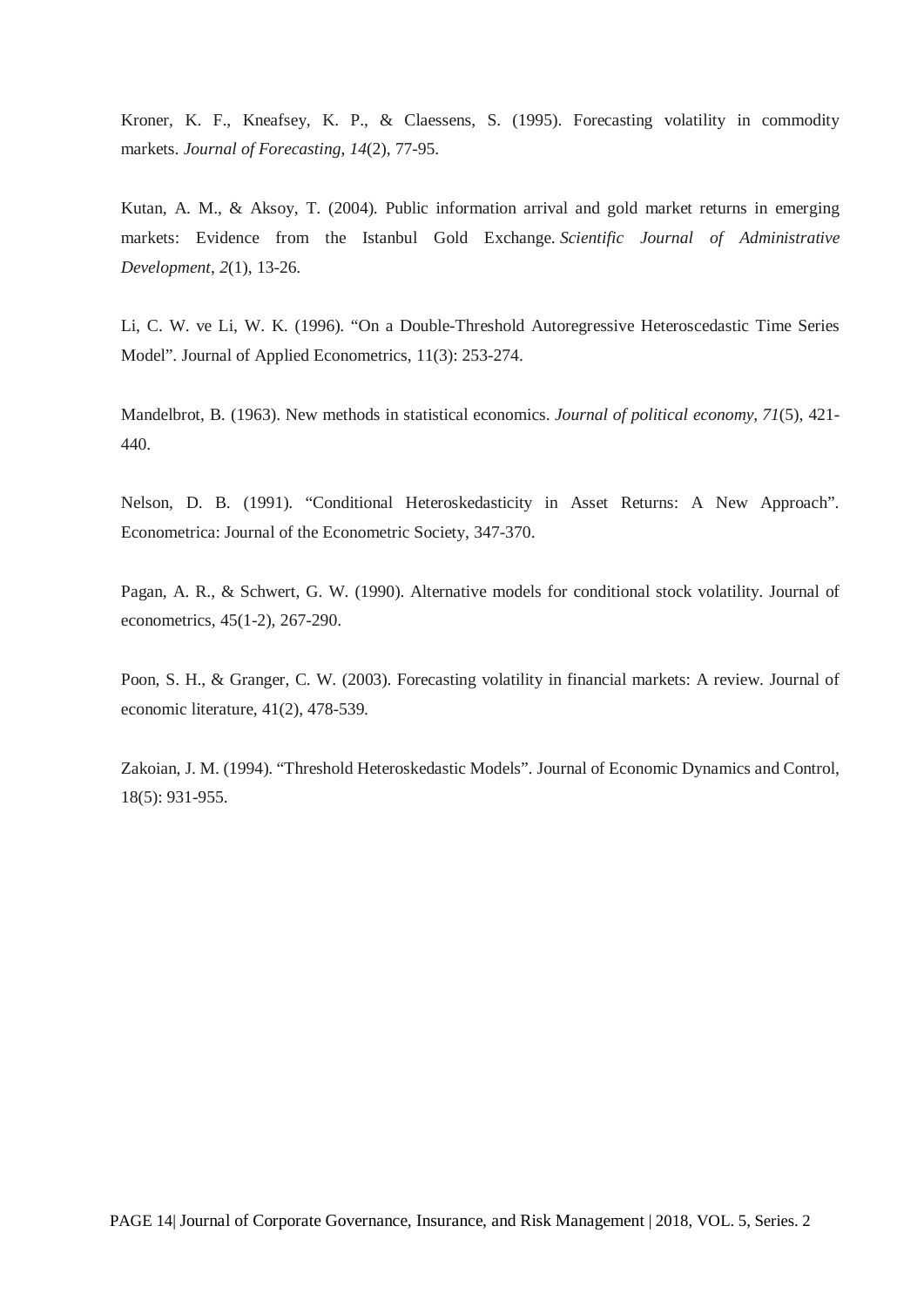Kroner, K. F., Kneafsey, K. P., & Claessens, S. (1995). Forecasting volatility in commodity markets. *Journal of Forecasting*, *14*(2), 77-95.

Kutan, A. M., & Aksoy, T. (2004). Public information arrival and gold market returns in emerging markets: Evidence from the Istanbul Gold Exchange. *Scientific Journal of Administrative Development*, *2*(1), 13-26.

Li, C. W. ve Li, W. K. (1996). "On a Double-Threshold Autoregressive Heteroscedastic Time Series Model". Journal of Applied Econometrics, 11(3): 253-274.

Mandelbrot, B. (1963). New methods in statistical economics. *Journal of political economy*, *71*(5), 421-440.

Nelson, D. B. (1991). "Conditional Heteroskedasticity in Asset Returns: A New Approach". Econometrica: Journal of the Econometric Society, 347-370.

Pagan, A. R., & Schwert, G. W. (1990). Alternative models for conditional stock volatility. Journal of econometrics, 45(1-2), 267-290.

Poon, S. H., & Granger, C. W. (2003). Forecasting volatility in financial markets: A review. Journal of economic literature, 41(2), 478-539.

Zakoian, J. M. (1994). "Threshold Heteroskedastic Models". Journal of Economic Dynamics and Control, 18(5): 931-955.